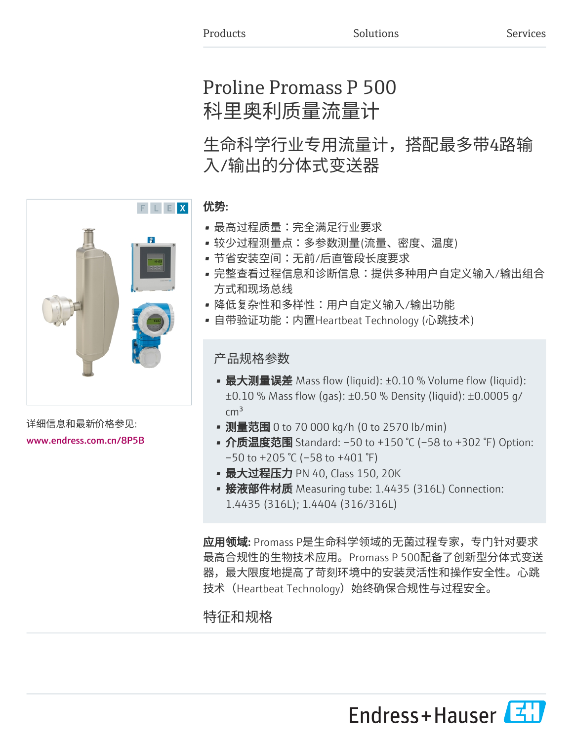Products Solutions Services

# Proline Promass P 500
# 科里奥利质量流量计

## 生命科学行业专用流量计，搭配最多带4路输入/输出的分体式变送器

F L E X

详细信息和最新价格参见:

www.endress.com.cn/8P5B

**优势:**

- 最高过程质量：完全满足行业要求
- 较少过程测量点：多参数测量(流量、密度、温度)
- 节省安装空间：无前/后直管段长度要求
- 完整查看过程信息和诊断信息：提供多种用户自定义输入/输出组合方式和现场总线
- 降低复杂性和多样性：用户自定义输入/输出功能
- 自带验证功能：内置Heartbeat Technology (心跳技术)

### 产品规格参数

- **最大测量误差** Mass flow (liquid): ±0.10 % Volume flow (liquid): ±0.10 % Mass flow (gas): ±0.50 % Density (liquid): ±0.0005 g/cm³
- **测量范围** 0 to 70 000 kg/h (0 to 2570 lb/min)
- **介质温度范围** Standard: –50 to +150 ℃ (–58 to +302 ℉) Option: –50 to +205 ℃ (–58 to +401 ℉)
- **最大过程压力** PN 40, Class 150, 20K
- **接液部件材质** Measuring tube: 1.4435 (316L) Connection: 1.4435 (316L); 1.4404 (316/316L)

**应用领域:** Promass P是生命科学领域的无菌过程专家，专门针对要求最高合规性的生物技术应用。Promass P 500配备了创新型分体式变送器，最大限度地提高了苛刻环境中的安装灵活性和操作安全性。心跳技术（Heartbeat Technology）始终确保合规性与过程安全。

### 特征和规格

Endress+Hauser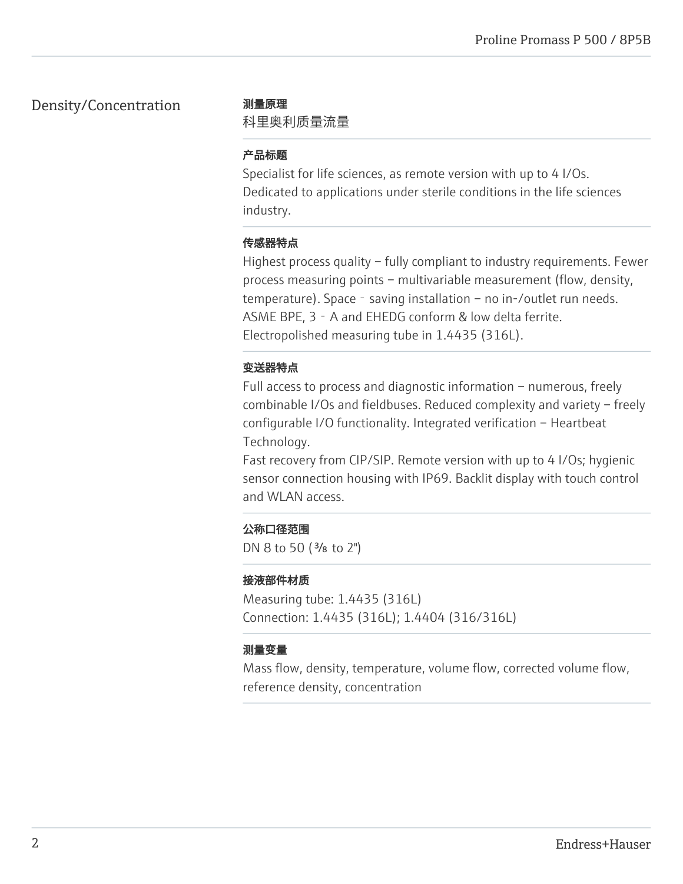## Density/Concentration

**测量原理**

科里奥利质量流量

**产品标题**

Specialist for life sciences, as remote version with up to 4 I/Os. Dedicated to applications under sterile conditions in the life sciences industry.

**传感器特点**

Highest process quality – fully compliant to industry requirements. Fewer process measuring points – multivariable measurement (flow, density, temperature). Space‐saving installation – no in-/outlet run needs. ASME BPE, 3‐A and EHEDG conform & low delta ferrite. Electropolished measuring tube in 1.4435 (316L).

**变送器特点**

Full access to process and diagnostic information – numerous, freely combinable I/Os and fieldbuses. Reduced complexity and variety – freely configurable I/O functionality. Integrated verification – Heartbeat Technology.
Fast recovery from CIP/SIP. Remote version with up to 4 I/Os; hygienic sensor connection housing with IP69. Backlit display with touch control and WLAN access.

**公称口径范围**

DN 8 to 50 (⅜ to 2")

**接液部件材质**

Measuring tube: 1.4435 (316L)
Connection: 1.4435 (316L); 1.4404 (316/316L)

**测量变量**

Mass flow, density, temperature, volume flow, corrected volume flow, reference density, concentration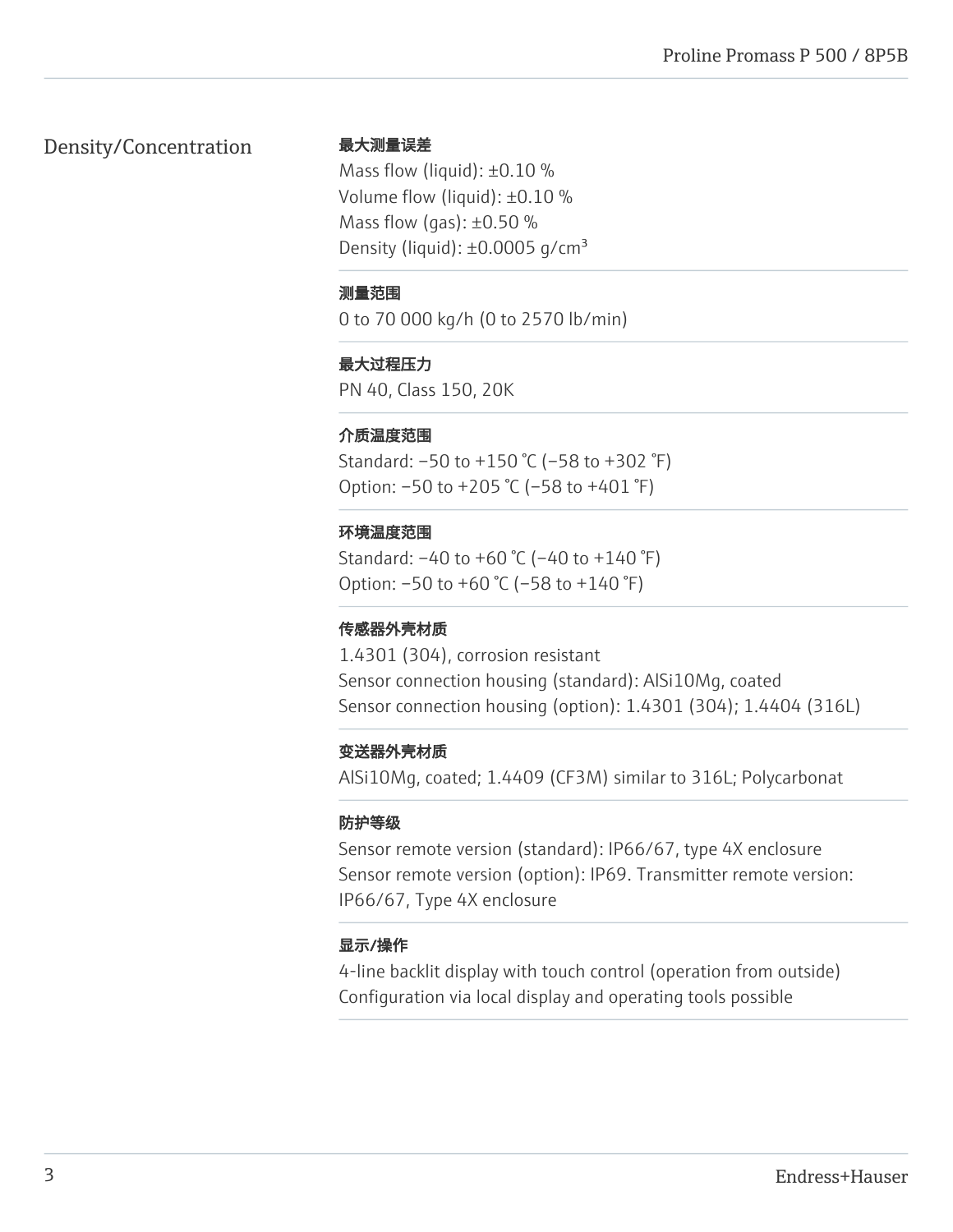## Density/Concentration

**最大测量误差**

Mass flow (liquid): ±0.10 %
Volume flow (liquid): ±0.10 %
Mass flow (gas): ±0.50 %
Density (liquid): ±0.0005 g/cm³

**测量范围**

0 to 70 000 kg/h (0 to 2570 lb/min)

**最大过程压力**

PN 40, Class 150, 20K

**介质温度范围**

Standard: −50 to +150 °C (−58 to +302 °F)
Option: −50 to +205 °C (−58 to +401 °F)

**环境温度范围**

Standard: −40 to +60 °C (−40 to +140 °F)
Option: −50 to +60 °C (−58 to +140 °F)

**传感器外壳材质**

1.4301 (304), corrosion resistant
Sensor connection housing (standard): AlSi10Mg, coated
Sensor connection housing (option): 1.4301 (304); 1.4404 (316L)

**变送器外壳材质**

AlSi10Mg, coated; 1.4409 (CF3M) similar to 316L; Polycarbonat

**防护等级**

Sensor remote version (standard): IP66/67, type 4X enclosure
Sensor remote version (option): IP69. Transmitter remote version: IP66/67, Type 4X enclosure

**显示/操作**

4-line backlit display with touch control (operation from outside)
Configuration via local display and operating tools possible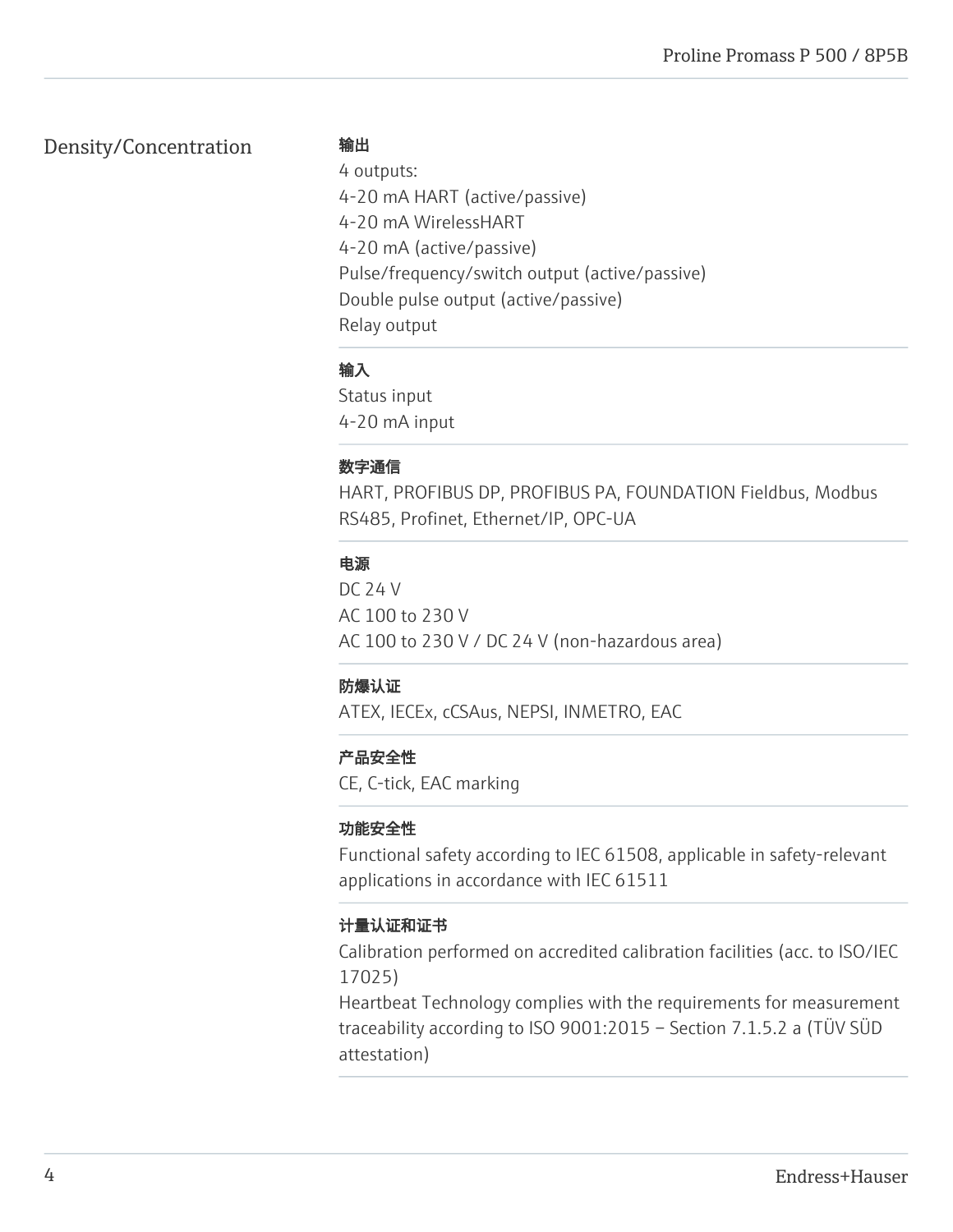## Density/Concentration

**输出**

4 outputs:
4-20 mA HART (active/passive)
4-20 mA WirelessHART
4-20 mA (active/passive)
Pulse/frequency/switch output (active/passive)
Double pulse output (active/passive)
Relay output

**输入**

Status input
4-20 mA input

**数字通信**

HART, PROFIBUS DP, PROFIBUS PA, FOUNDATION Fieldbus, Modbus RS485, Profinet, Ethernet/IP, OPC-UA

**电源**

DC 24 V
AC 100 to 230 V
AC 100 to 230 V / DC 24 V (non-hazardous area)

**防爆认证**

ATEX, IECEx, cCSAus, NEPSI, INMETRO, EAC

**产品安全性**

CE, C-tick, EAC marking

**功能安全性**

Functional safety according to IEC 61508, applicable in safety-relevant applications in accordance with IEC 61511

**计量认证和证书**

Calibration performed on accredited calibration facilities (acc. to ISO/IEC 17025)
Heartbeat Technology complies with the requirements for measurement traceability according to ISO 9001:2015 – Section 7.1.5.2 a (TÜV SÜD attestation)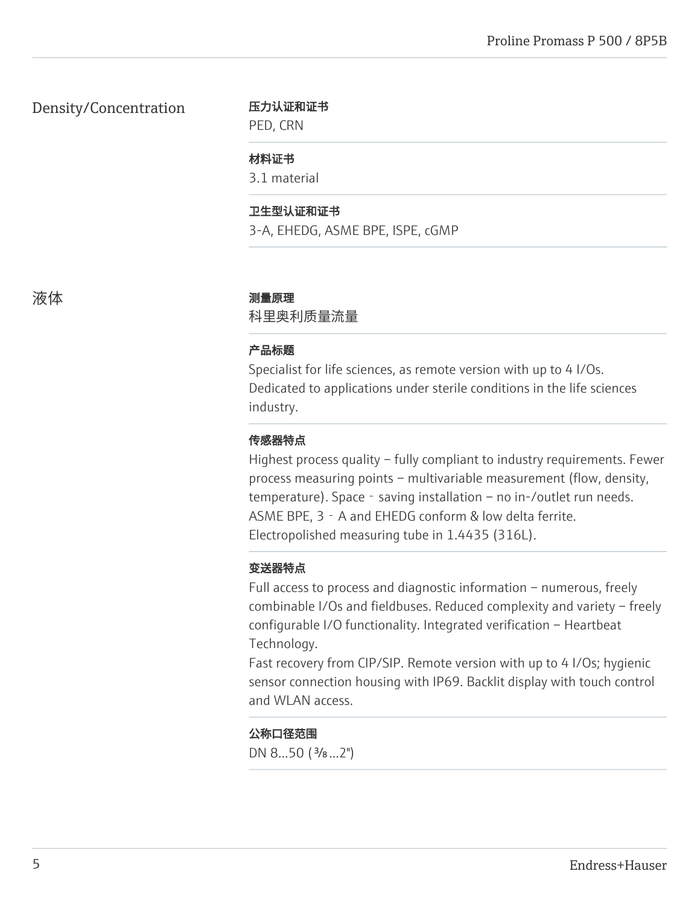## Density/Concentration

**压力认证和证书**

PED, CRN

**材料证书**

3.1 material

**卫生型认证和证书**

3-A, EHEDG, ASME BPE, ISPE, cGMP

## 液体

**测量原理**

科里奥利质量流量

**产品标题**

Specialist for life sciences, as remote version with up to 4 I/Os. Dedicated to applications under sterile conditions in the life sciences industry.

**传感器特点**

Highest process quality – fully compliant to industry requirements. Fewer process measuring points – multivariable measurement (flow, density, temperature). Space‐saving installation – no in-/outlet run needs. ASME BPE, 3‐A and EHEDG conform & low delta ferrite. Electropolished measuring tube in 1.4435 (316L).

**变送器特点**

Full access to process and diagnostic information – numerous, freely combinable I/Os and fieldbuses. Reduced complexity and variety – freely configurable I/O functionality. Integrated verification – Heartbeat Technology.
Fast recovery from CIP/SIP. Remote version with up to 4 I/Os; hygienic sensor connection housing with IP69. Backlit display with touch control and WLAN access.

**公称口径范围**

DN 8...50 (⅜...2")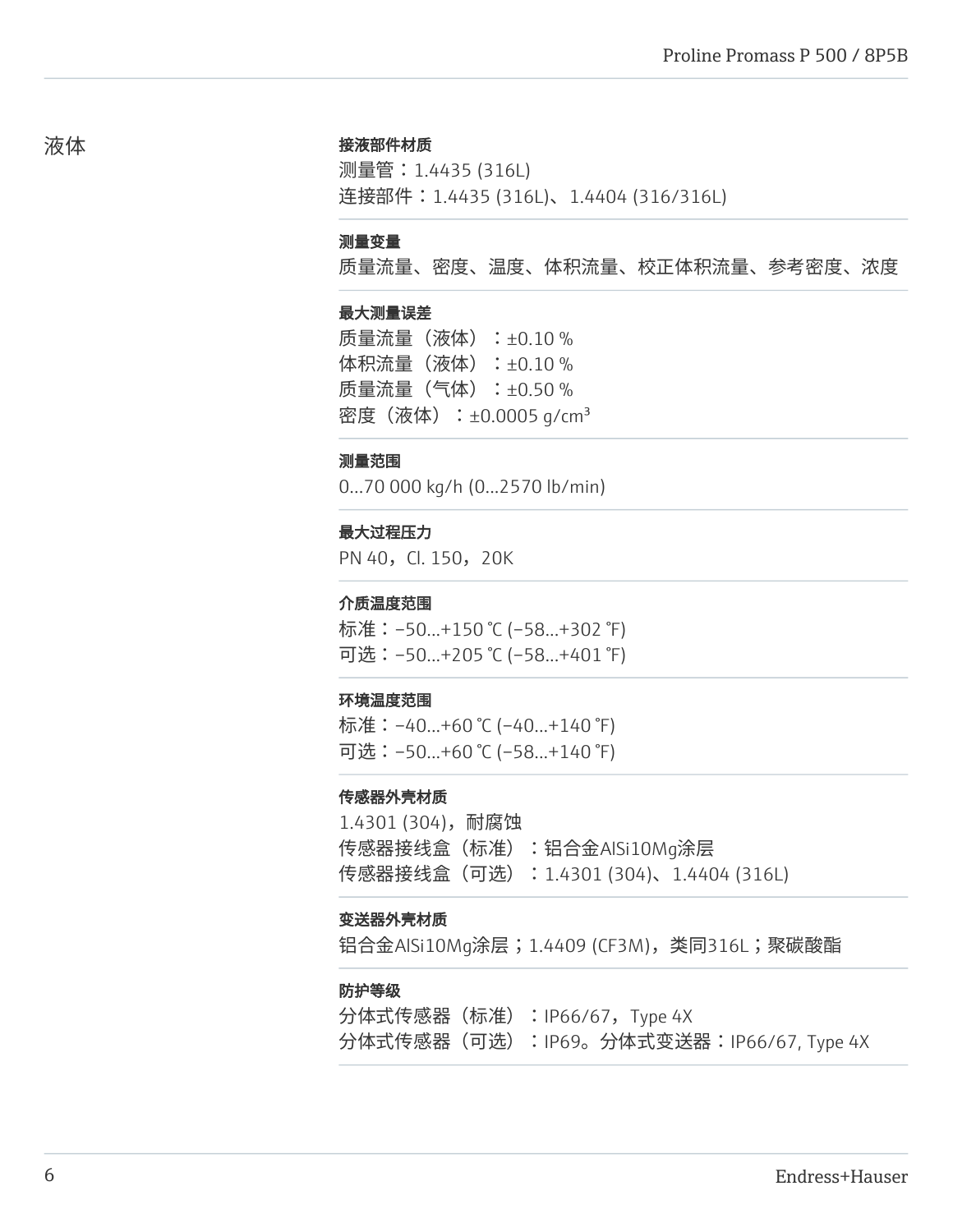## 液体

**接液部件材质**

测量管：1.4435 (316L)
连接部件：1.4435 (316L)、1.4404 (316/316L)

**测量变量**

质量流量、密度、温度、体积流量、校正体积流量、参考密度、浓度

**最大测量误差**

质量流量（液体）：±0.10 %
体积流量（液体）：±0.10 %
质量流量（气体）：±0.50 %
密度（液体）：±0.0005 g/cm³

**测量范围**

0...70 000 kg/h (0...2570 lb/min)

**最大过程压力**

PN 40，Cl. 150，20K

**介质温度范围**

标准：–50...+150 °C (–58...+302 °F)
可选：–50...+205 °C (–58...+401 °F)

**环境温度范围**

标准：–40...+60 °C (–40...+140 °F)
可选：–50...+60 °C (–58...+140 °F)

**传感器外壳材质**

1.4301 (304)，耐腐蚀
传感器接线盒（标准）：铝合金AlSi10Mg涂层
传感器接线盒（可选）：1.4301 (304)、1.4404 (316L)

**变送器外壳材质**

铝合金AlSi10Mg涂层；1.4409 (CF3M)，类同316L；聚碳酸酯

**防护等级**

分体式传感器（标准）：IP66/67，Type 4X
分体式传感器（可选）：IP69。分体式变送器：IP66/67, Type 4X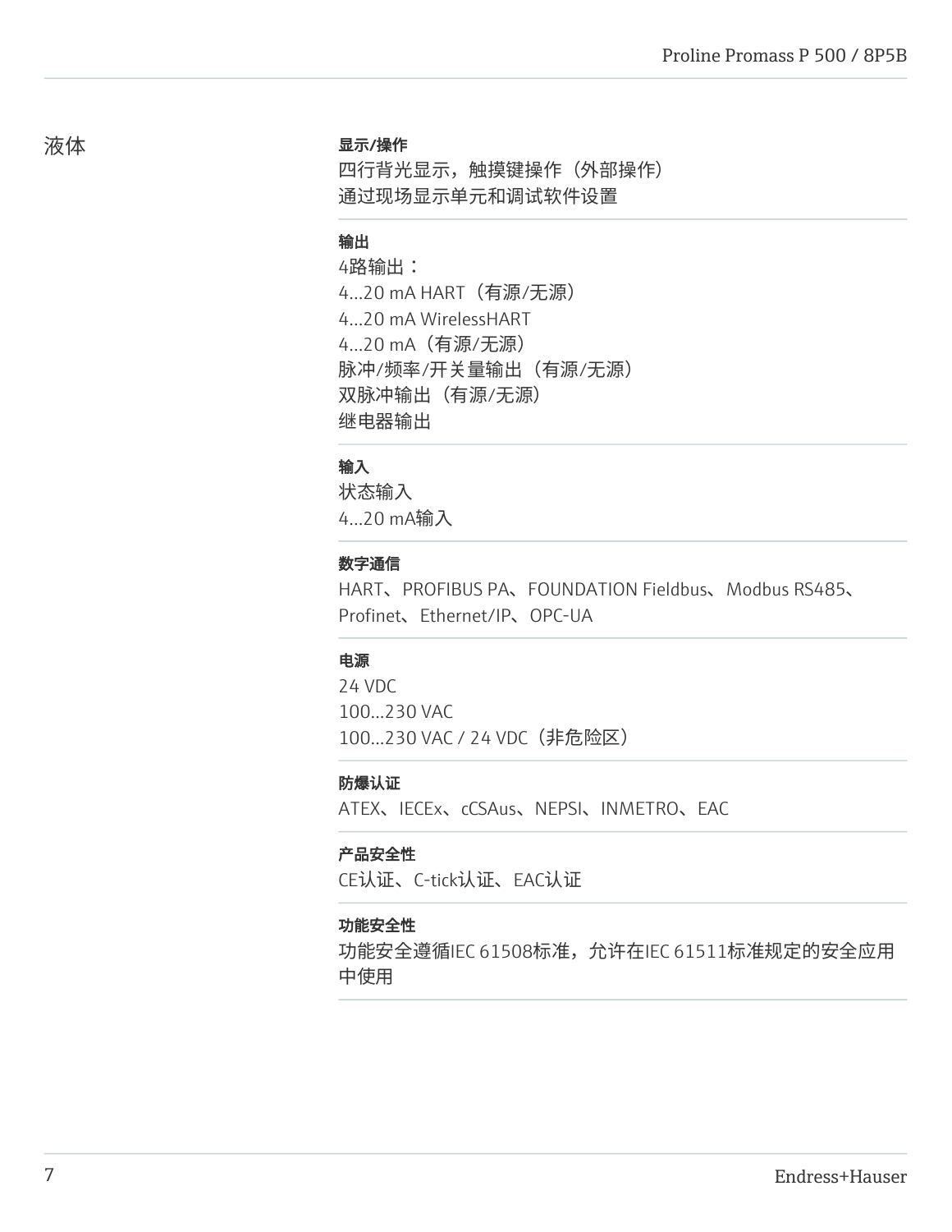## 液体

### 显示/操作

四行背光显示，触摸键操作（外部操作）
通过现场显示单元和调试软件设置

### 输出

4路输出：
4...20 mA HART（有源/无源）
4...20 mA WirelessHART
4...20 mA（有源/无源）
脉冲/频率/开关量输出（有源/无源）
双脉冲输出（有源/无源）
继电器输出

### 输入

状态输入
4...20 mA输入

### 数字通信

HART、PROFIBUS PA、FOUNDATION Fieldbus、Modbus RS485、Profinet、Ethernet/IP、OPC-UA

### 电源

24 VDC
100...230 VAC
100...230 VAC / 24 VDC（非危险区）

### 防爆认证

ATEX、IECEx、cCSAus、NEPSI、INMETRO、EAC

### 产品安全性

CE认证、C-tick认证、EAC认证

### 功能安全性

功能安全遵循IEC 61508标准，允许在IEC 61511标准规定的安全应用中使用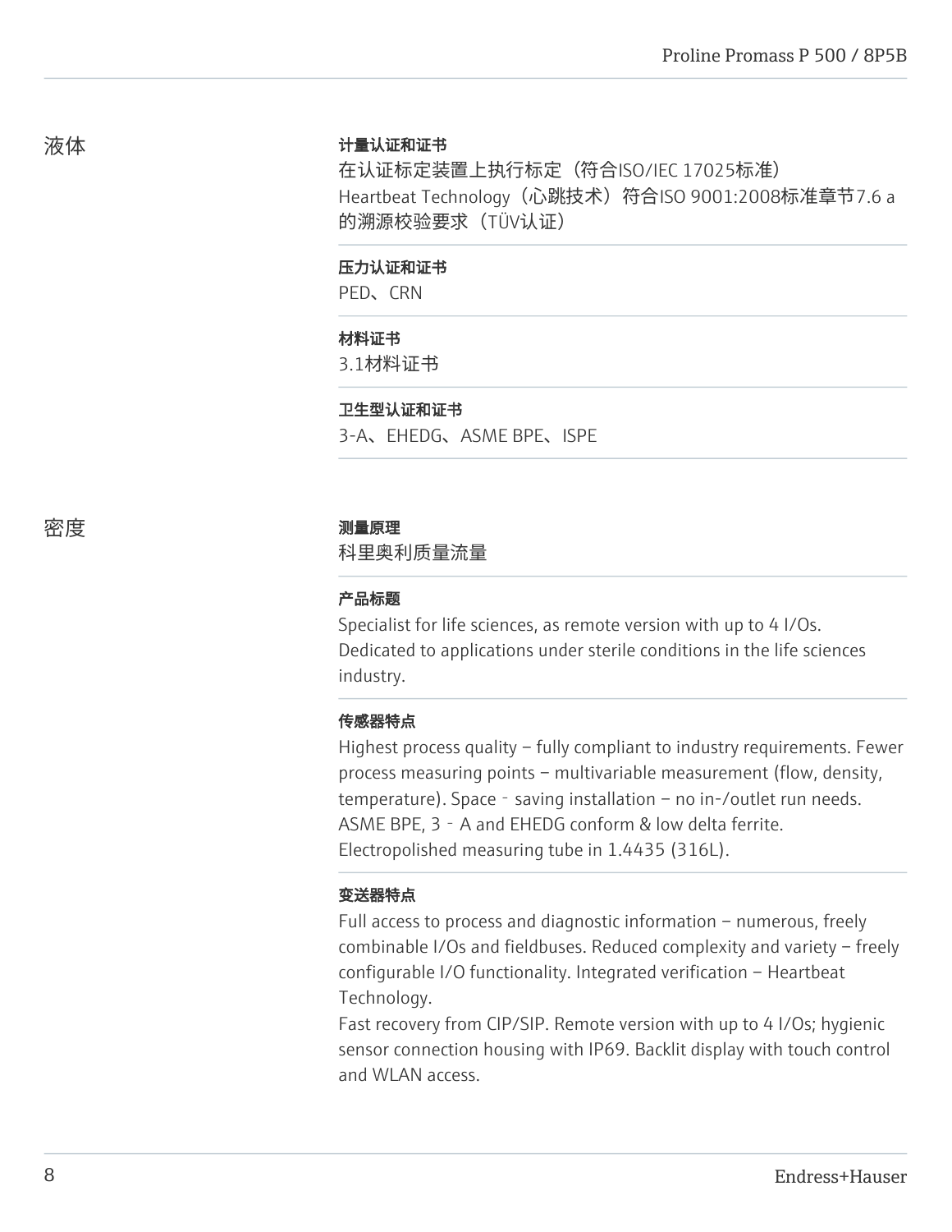## 液体

**计量认证和证书**

在认证标定装置上执行标定（符合ISO/IEC 17025标准）
Heartbeat Technology（心跳技术）符合ISO 9001:2008标准章节7.6 a的溯源校验要求（TÜV认证）

**压力认证和证书**

PED、CRN

**材料证书**

3.1材料证书

**卫生型认证和证书**

3-A、EHEDG、ASME BPE、ISPE

## 密度

**测量原理**

科里奥利质量流量

**产品标题**

Specialist for life sciences, as remote version with up to 4 I/Os.
Dedicated to applications under sterile conditions in the life sciences industry.

**传感器特点**

Highest process quality – fully compliant to industry requirements. Fewer process measuring points – multivariable measurement (flow, density, temperature). Space‐saving installation – no in-/outlet run needs.
ASME BPE, 3‐A and EHEDG conform & low delta ferrite.
Electropolished measuring tube in 1.4435 (316L).

**变送器特点**

Full access to process and diagnostic information – numerous, freely combinable I/Os and fieldbuses. Reduced complexity and variety – freely configurable I/O functionality. Integrated verification – Heartbeat Technology.
Fast recovery from CIP/SIP. Remote version with up to 4 I/Os; hygienic sensor connection housing with IP69. Backlit display with touch control and WLAN access.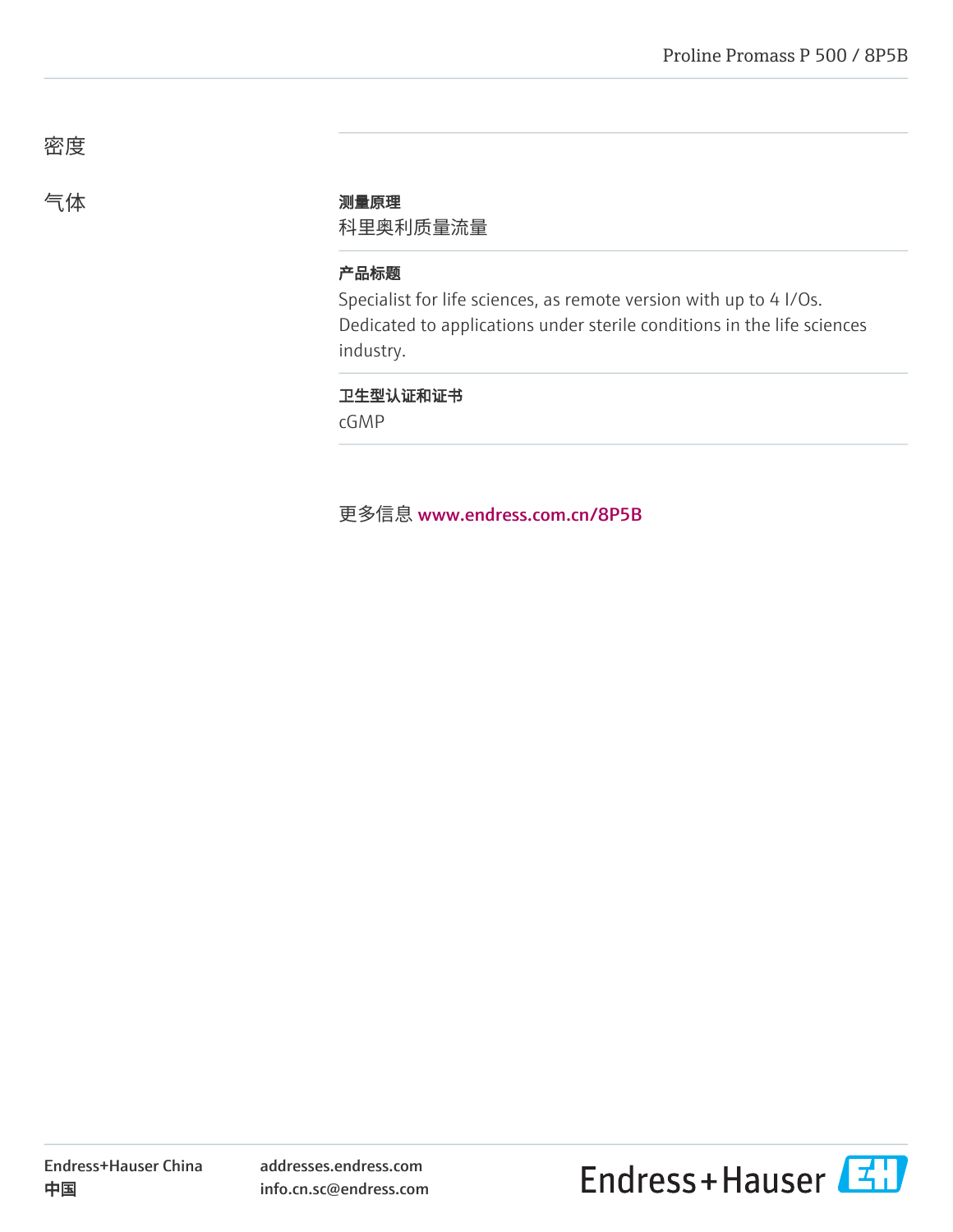密度

气体

**测量原理**

科里奥利质量流量

**产品标题**

Specialist for life sciences, as remote version with up to 4 I/Os.
Dedicated to applications under sterile conditions in the life sciences industry.

**卫生型认证和证书**

cGMP

更多信息 www.endress.com.cn/8P5B

Endress+Hauser China
中国

addresses.endress.com
info.cn.sc@endress.com

Endress+Hauser